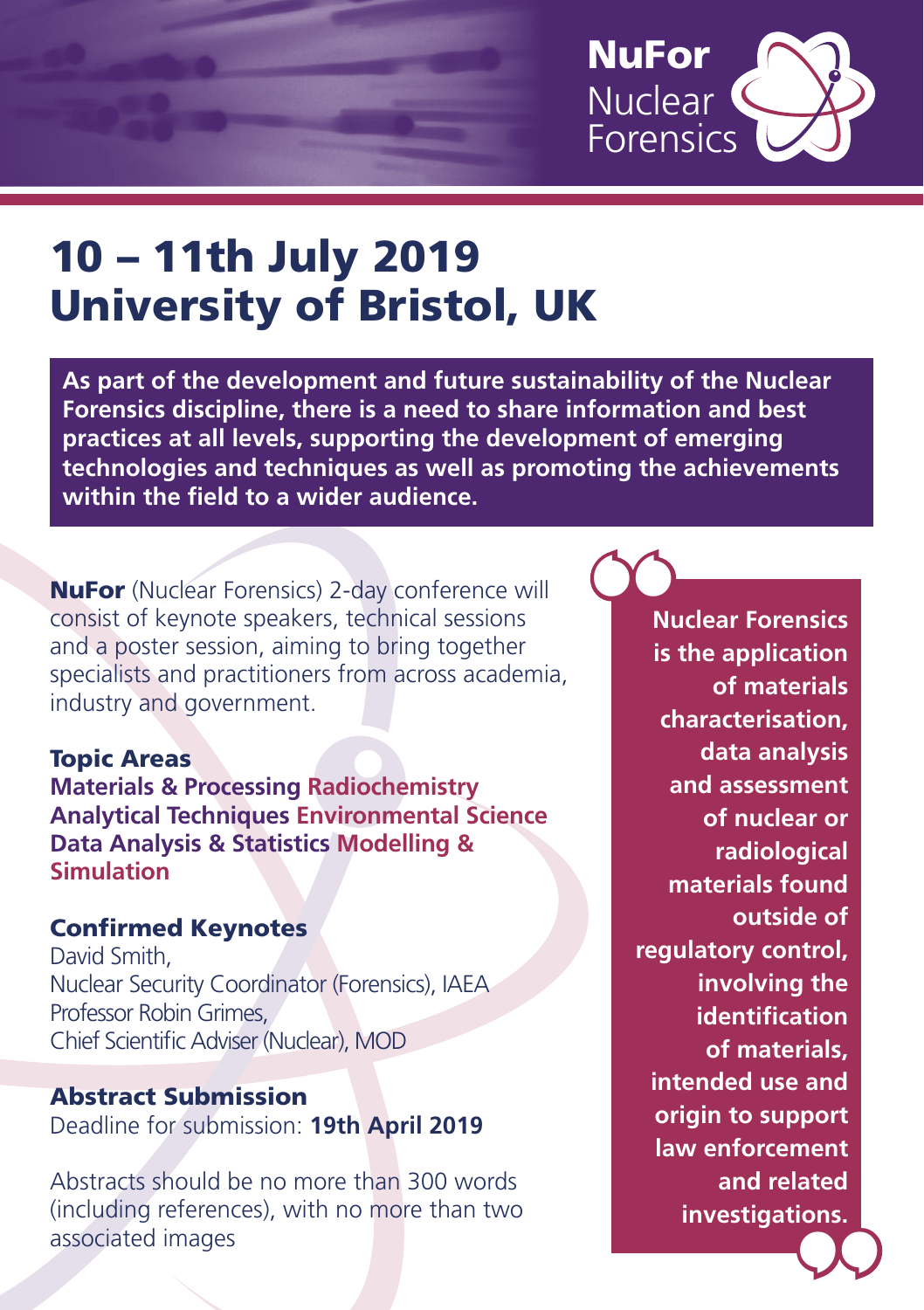**NuFor**
Nuclear
Forensics

# 10 – 11th July 2019
# University of Bristol, UK

**As part of the development and future sustainability of the Nuclear Forensics discipline, there is a need to share information and best practices at all levels, supporting the development of emerging technologies and techniques as well as promoting the achievements within the field to a wider audience.**

**NuFor** (Nuclear Forensics) 2-day conference will consist of keynote speakers, technical sessions and a poster session, aiming to bring together specialists and practitioners from across academia, industry and government.

## Topic Areas

**Materials & Processing** **Radiochemistry**
**Analytical Techniques** **Environmental Science**
**Data Analysis & Statistics** **Modelling & Simulation**

## Confirmed Keynotes

David Smith,
Nuclear Security Coordinator (Forensics), IAEA
Professor Robin Grimes,
Chief Scientific Adviser (Nuclear), MOD

## Abstract Submission

Deadline for submission: **19th April 2019**

Abstracts should be no more than 300 words (including references), with no more than two associated images

> **Nuclear Forensics is the application of materials characterisation, data analysis and assessment of nuclear or radiological materials found outside of regulatory control, involving the identification of materials, intended use and origin to support law enforcement and related investigations.**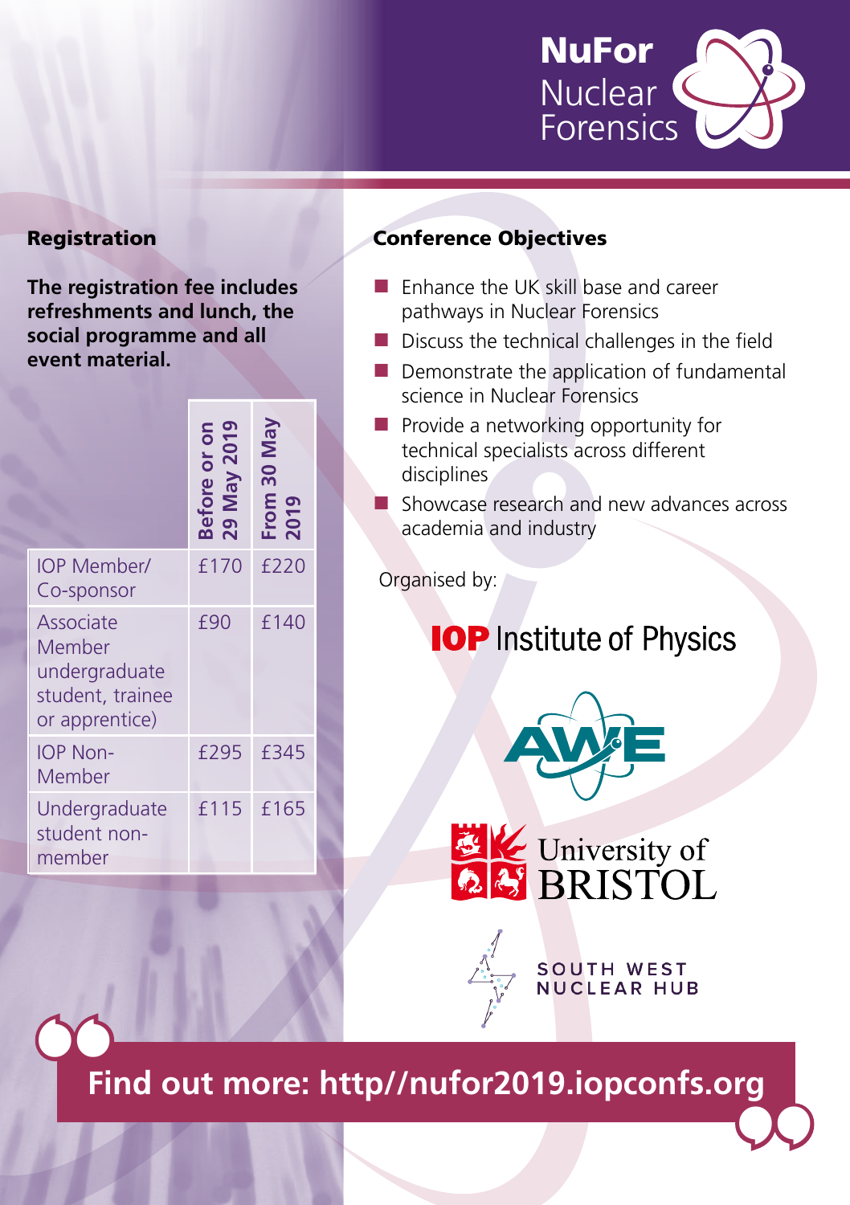NuFor Nuclear Forensics

## Registration

**The registration fee includes refreshments and lunch, the social programme and all event material.**

| | Before or on 29 May 2019 | From 30 May 2019 |
|---|---|---|
| IOP Member/ Co-sponsor | £170 | £220 |
| Associate Member undergraduate student, trainee or apprentice) | £90 | £140 |
| IOP Non-Member | £295 | £345 |
| Undergraduate student non-member | £115 | £165 |

## Conference Objectives

- Enhance the UK skill base and career pathways in Nuclear Forensics
- Discuss the technical challenges in the field
- Demonstrate the application of fundamental science in Nuclear Forensics
- Provide a networking opportunity for technical specialists across different disciplines
- Showcase research and new advances across academia and industry

Organised by:

IOP Institute of Physics

AWE

University of BRISTOL

SOUTH WEST NUCLEAR HUB

**Find out more: http//nufor2019.iopconfs.org**